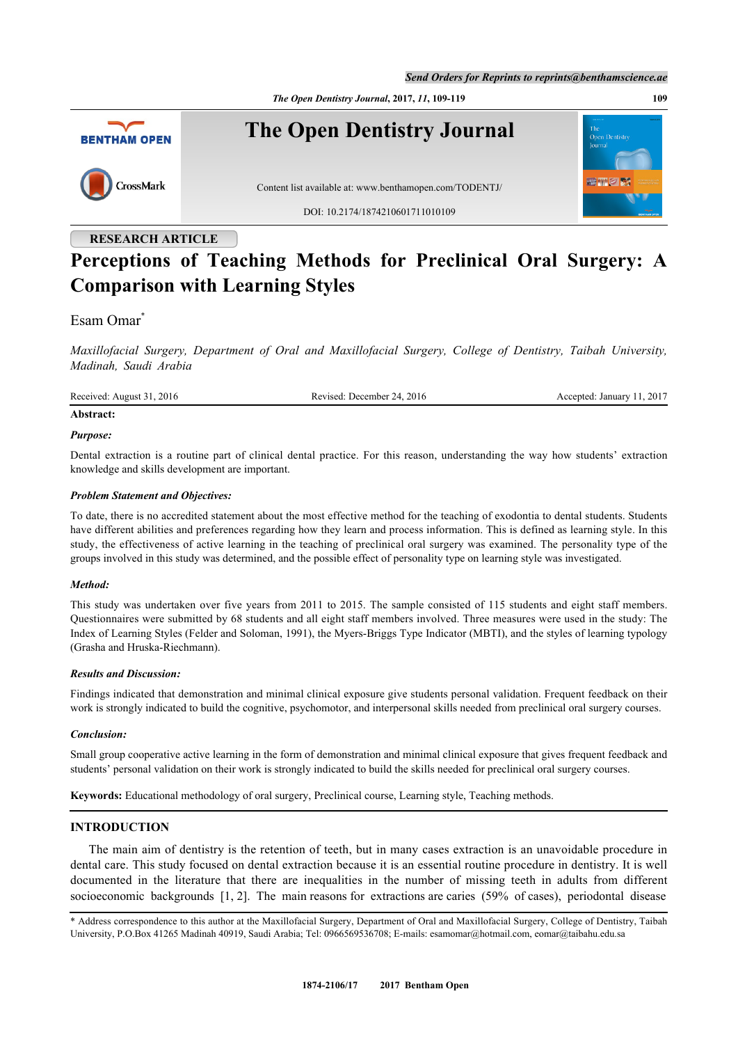RESEARCH ARTICLE

# Perceptions of Teaching Methods for Preclinical Oral Surgery: A Comparison with Learning Styles

Esam Omar*

*Maxillofacial Surgery, Department of Oral and Maxillofacial Surgery, College of Dentistry, Taibah University, Madinah, Saudi Arabia*

Received: August 31, 2016 Revised: December 24, 2016 Accepted: January 11, 2017

**Abstract:**

***Purpose:***

Dental extraction is a routine part of clinical dental practice. For this reason, understanding the way how students' extraction knowledge and skills development are important.

***Problem Statement and Objectives:***

To date, there is no accredited statement about the most effective method for the teaching of exodontia to dental students. Students have different abilities and preferences regarding how they learn and process information. This is defined as learning style. In this study, the effectiveness of active learning in the teaching of preclinical oral surgery was examined. The personality type of the groups involved in this study was determined, and the possible effect of personality type on learning style was investigated.

***Method:***

This study was undertaken over five years from 2011 to 2015. The sample consisted of 115 students and eight staff members. Questionnaires were submitted by 68 students and all eight staff members involved. Three measures were used in the study: The Index of Learning Styles (Felder and Soloman, 1991), the Myers-Briggs Type Indicator (MBTI), and the styles of learning typology (Grasha and Hruska-Riechmann).

***Results and Discussion:***

Findings indicated that demonstration and minimal clinical exposure give students personal validation. Frequent feedback on their work is strongly indicated to build the cognitive, psychomotor, and interpersonal skills needed from preclinical oral surgery courses.

***Conclusion:***

Small group cooperative active learning in the form of demonstration and minimal clinical exposure that gives frequent feedback and students' personal validation on their work is strongly indicated to build the skills needed for preclinical oral surgery courses.

**Keywords:** Educational methodology of oral surgery, Preclinical course, Learning style, Teaching methods.

## INTRODUCTION

The main aim of dentistry is the retention of teeth, but in many cases extraction is an unavoidable procedure in dental care. This study focused on dental extraction because it is an essential routine procedure in dentistry. It is well documented in the literature that there are inequalities in the number of missing teeth in adults from different socioeconomic backgrounds [1, 2]. The main reasons for extractions are caries (59% of cases), periodontal disease

* Address correspondence to this author at the Maxillofacial Surgery, Department of Oral and Maxillofacial Surgery, College of Dentistry, Taibah University, P.O.Box 41265 Madinah 40919, Saudi Arabia; Tel: 0966569536708; E-mails: esamomar@hotmail.com, eomar@taibahu.edu.sa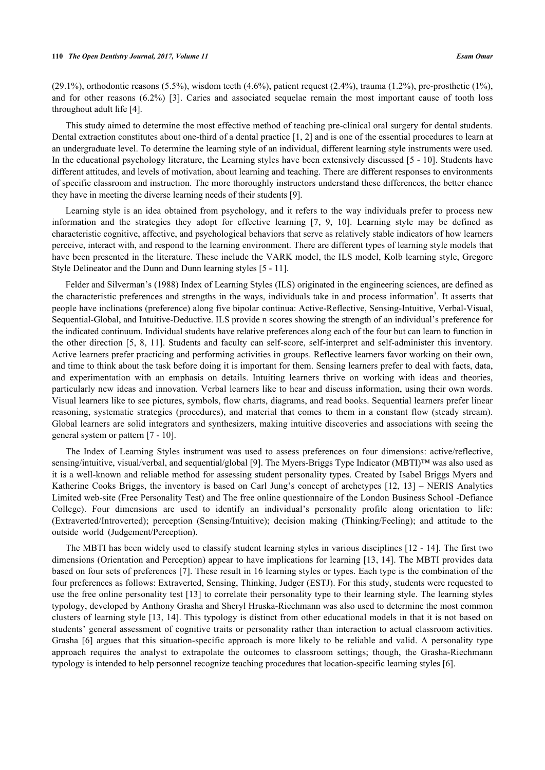(29.1%), orthodontic reasons (5.5%), wisdom teeth (4.6%), patient request (2.4%), trauma (1.2%), pre-prosthetic (1%), and for other reasons (6.2%) [3]. Caries and associated sequelae remain the most important cause of tooth loss throughout adult life [4].

This study aimed to determine the most effective method of teaching pre-clinical oral surgery for dental students. Dental extraction constitutes about one-third of a dental practice [1, 2] and is one of the essential procedures to learn at an undergraduate level. To determine the learning style of an individual, different learning style instruments were used. In the educational psychology literature, the Learning styles have been extensively discussed [5 - 10]. Students have different attitudes, and levels of motivation, about learning and teaching. There are different responses to environments of specific classroom and instruction. The more thoroughly instructors understand these differences, the better chance they have in meeting the diverse learning needs of their students [9].

Learning style is an idea obtained from psychology, and it refers to the way individuals prefer to process new information and the strategies they adopt for effective learning [7, 9, 10]. Learning style may be defined as characteristic cognitive, affective, and psychological behaviors that serve as relatively stable indicators of how learners perceive, interact with, and respond to the learning environment. There are different types of learning style models that have been presented in the literature. These include the VARK model, the ILS model, Kolb learning style, Gregorc Style Delineator and the Dunn and Dunn learning styles [5 - 11].

Felder and Silverman's (1988) Index of Learning Styles (ILS) originated in the engineering sciences, are defined as the characteristic preferences and strengths in the ways, individuals take in and process information[3]. It asserts that people have inclinations (preference) along five bipolar continua: Active-Reflective, Sensing-Intuitive, Verbal-Visual, Sequential-Global, and Intuitive-Deductive. ILS provide n scores showing the strength of an individual's preference for the indicated continuum. Individual students have relative preferences along each of the four but can learn to function in the other direction [5, 8, 11]. Students and faculty can self-score, self-interpret and self-administer this inventory. Active learners prefer practicing and performing activities in groups. Reflective learners favor working on their own, and time to think about the task before doing it is important for them. Sensing learners prefer to deal with facts, data, and experimentation with an emphasis on details. Intuiting learners thrive on working with ideas and theories, particularly new ideas and innovation. Verbal learners like to hear and discuss information, using their own words. Visual learners like to see pictures, symbols, flow charts, diagrams, and read books. Sequential learners prefer linear reasoning, systematic strategies (procedures), and material that comes to them in a constant flow (steady stream). Global learners are solid integrators and synthesizers, making intuitive discoveries and associations with seeing the general system or pattern [7 - 10].

The Index of Learning Styles instrument was used to assess preferences on four dimensions: active/reflective, sensing/intuitive, visual/verbal, and sequential/global [9]. The Myers-Briggs Type Indicator (MBTI)™ was also used as it is a well-known and reliable method for assessing student personality types. Created by Isabel Briggs Myers and Katherine Cooks Briggs, the inventory is based on Carl Jung's concept of archetypes [12, 13] – NERIS Analytics Limited web-site (Free Personality Test) and The free online questionnaire of the London Business School -Defiance College). Four dimensions are used to identify an individual's personality profile along orientation to life: (Extraverted/Introverted); perception (Sensing/Intuitive); decision making (Thinking/Feeling); and attitude to the outside world (Judgement/Perception).

The MBTI has been widely used to classify student learning styles in various disciplines [12 - 14]. The first two dimensions (Orientation and Perception) appear to have implications for learning [13, 14]. The MBTI provides data based on four sets of preferences [7]. These result in 16 learning styles or types. Each type is the combination of the four preferences as follows: Extraverted, Sensing, Thinking, Judger (ESTJ). For this study, students were requested to use the free online personality test [13] to correlate their personality type to their learning style. The learning styles typology, developed by Anthony Grasha and Sheryl Hruska-Riechmann was also used to determine the most common clusters of learning style [13, 14]. This typology is distinct from other educational models in that it is not based on students' general assessment of cognitive traits or personality rather than interaction to actual classroom activities. Grasha [6] argues that this situation-specific approach is more likely to be reliable and valid. A personality type approach requires the analyst to extrapolate the outcomes to classroom settings; though, the Grasha-Riechmann typology is intended to help personnel recognize teaching procedures that location-specific learning styles [6].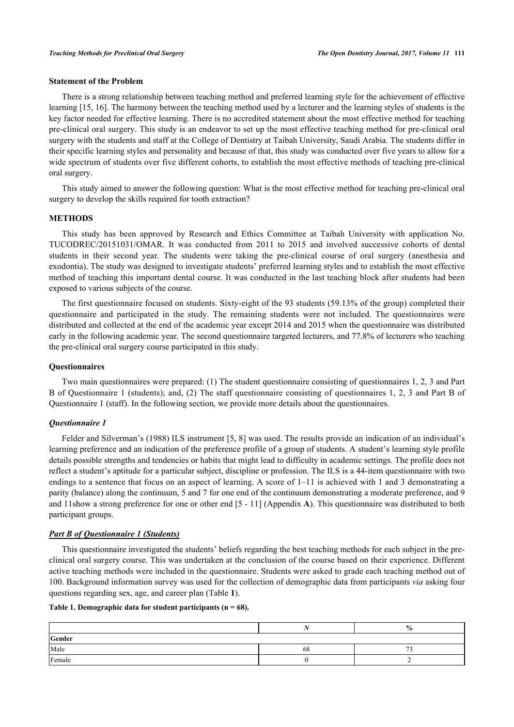### Statement of the Problem

There is a strong relationship between teaching method and preferred learning style for the achievement of effective learning [15, 16]. The harmony between the teaching method used by a lecturer and the learning styles of students is the key factor needed for effective learning. There is no accredited statement about the most effective method for teaching pre-clinical oral surgery. This study is an endeavor to set up the most effective teaching method for pre-clinical oral surgery with the students and staff at the College of Dentistry at Taibah University, Saudi Arabia. The students differ in their specific learning styles and personality and because of that, this study was conducted over five years to allow for a wide spectrum of students over five different cohorts, to establish the most effective methods of teaching pre-clinical oral surgery.

This study aimed to answer the following question: What is the most effective method for teaching pre-clinical oral surgery to develop the skills required for tooth extraction?

## METHODS

This study has been approved by Research and Ethics Committee at Taibah University with application No. TUCODREC/20151031/OMAR. It was conducted from 2011 to 2015 and involved successive cohorts of dental students in their second year. The students were taking the pre-clinical course of oral surgery (anesthesia and exodontia). The study was designed to investigate students' preferred learning styles and to establish the most effective method of teaching this important dental course. It was conducted in the last teaching block after students had been exposed to various subjects of the course.

The first questionnaire focused on students. Sixty-eight of the 93 students (59.13% of the group) completed their questionnaire and participated in the study. The remaining students were not included. The questionnaires were distributed and collected at the end of the academic year except 2014 and 2015 when the questionnaire was distributed early in the following academic year. The second questionnaire targeted lecturers, and 77.8% of lecturers who teaching the pre-clinical oral surgery course participated in this study.

### Questionnaires

Two main questionnaires were prepared: (1) The student questionnaire consisting of questionnaires 1, 2, 3 and Part B of Questionnaire 1 (students); and, (2) The staff questionnaire consisting of questionnaires 1, 2, 3 and Part B of Questionnaire 1 (staff). In the following section, we provide more details about the questionnaires.

#### *Questionnaire 1*

Felder and Silverman's (1988) ILS instrument [5, 8] was used. The results provide an indication of an individual's learning preference and an indication of the preference profile of a group of students. A student's learning style profile details possible strengths and tendencies or habits that might lead to difficulty in academic settings. The profile does not reflect a student's aptitude for a particular subject, discipline or profession. The ILS is a 44-item questionnaire with two endings to a sentence that focus on an aspect of learning. A score of 1–11 is achieved with 1 and 3 demonstrating a parity (balance) along the continuum, 5 and 7 for one end of the continuum demonstrating a moderate preference, and 9 and 11show a strong preference for one or other end [5 - 11] (Appendix **A**). This questionnaire was distributed to both participant groups.

#### *Part B of Questionnaire 1 (Students)*

This questionnaire investigated the students' beliefs regarding the best teaching methods for each subject in the pre-clinical oral surgery course. This was undertaken at the conclusion of the course based on their experience. Different active teaching methods were included in the questionnaire. Students were asked to grade each teaching method out of 100. Background information survey was used for the collection of demographic data from participants *via* asking four questions regarding sex, age, and career plan (Table **1**).

**Table 1. Demographic data for student participants (n = 68).**

| | *N* | % |
|---|---|---|
| **Gender** | | |
| Male | 68 | 73 |
| Female | 0 | 2 |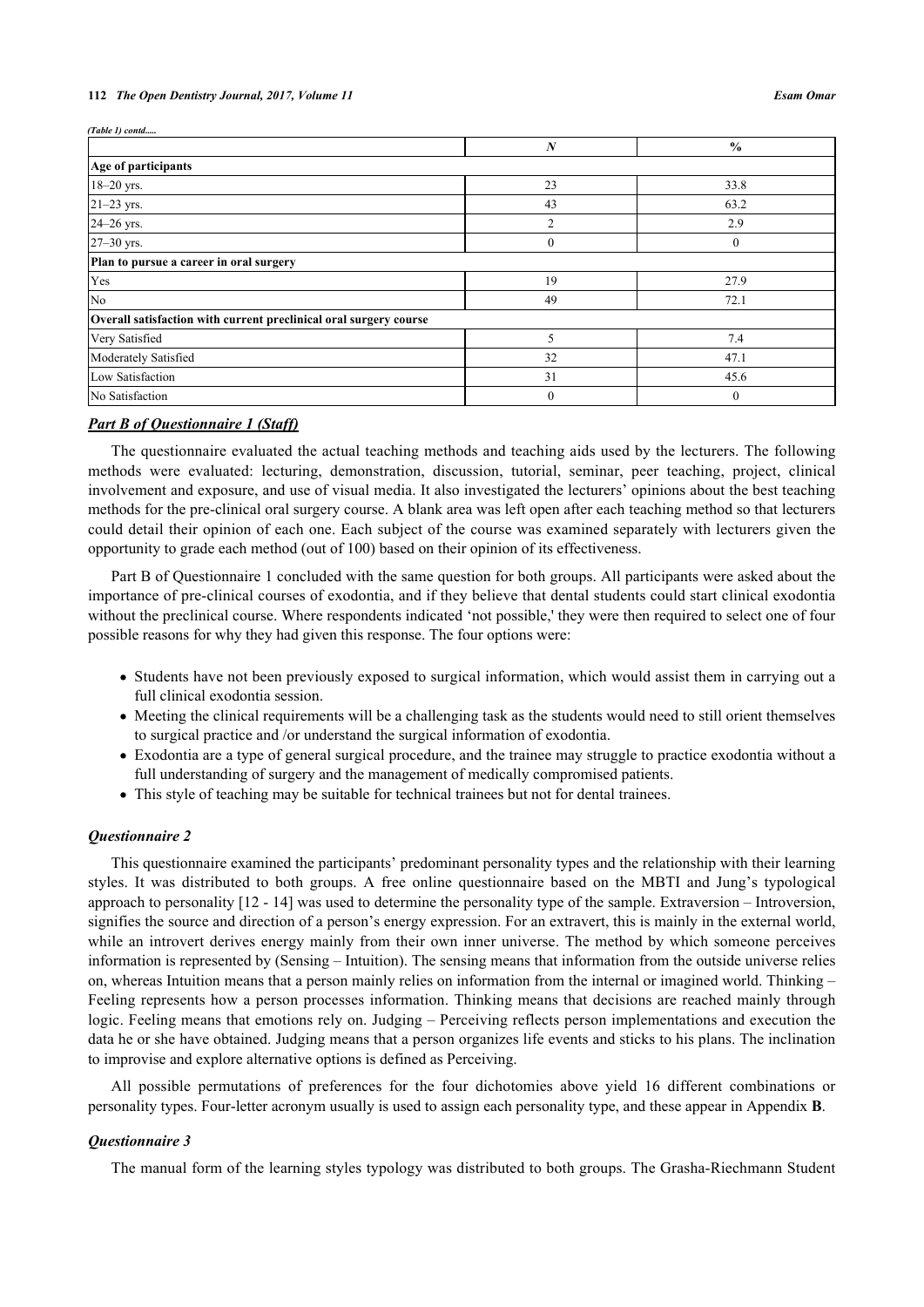*(Table 1) contd.....*

| | *N* | % |
|---|---|---|
| **Age of participants** | | |
| 18–20 yrs. | 23 | 33.8 |
| 21–23 yrs. | 43 | 63.2 |
| 24–26 yrs. | 2 | 2.9 |
| 27–30 yrs. | 0 | 0 |
| **Plan to pursue a career in oral surgery** | | |
| Yes | 19 | 27.9 |
| No | 49 | 72.1 |
| **Overall satisfaction with current preclinical oral surgery course** | | |
| Very Satisfied | 5 | 7.4 |
| Moderately Satisfied | 32 | 47.1 |
| Low Satisfaction | 31 | 45.6 |
| No Satisfaction | 0 | 0 |

### *Part B of Questionnaire 1 (Staff)*

The questionnaire evaluated the actual teaching methods and teaching aids used by the lecturers. The following methods were evaluated: lecturing, demonstration, discussion, tutorial, seminar, peer teaching, project, clinical involvement and exposure, and use of visual media. It also investigated the lecturers' opinions about the best teaching methods for the pre-clinical oral surgery course. A blank area was left open after each teaching method so that lecturers could detail their opinion of each one. Each subject of the course was examined separately with lecturers given the opportunity to grade each method (out of 100) based on their opinion of its effectiveness.

Part B of Questionnaire 1 concluded with the same question for both groups. All participants were asked about the importance of pre-clinical courses of exodontia, and if they believe that dental students could start clinical exodontia without the preclinical course. Where respondents indicated 'not possible,' they were then required to select one of four possible reasons for why they had given this response. The four options were:

- Students have not been previously exposed to surgical information, which would assist them in carrying out a full clinical exodontia session.
- Meeting the clinical requirements will be a challenging task as the students would need to still orient themselves to surgical practice and /or understand the surgical information of exodontia.
- Exodontia are a type of general surgical procedure, and the trainee may struggle to practice exodontia without a full understanding of surgery and the management of medically compromised patients.
- This style of teaching may be suitable for technical trainees but not for dental trainees.

### *Questionnaire 2*

This questionnaire examined the participants' predominant personality types and the relationship with their learning styles. It was distributed to both groups. A free online questionnaire based on the MBTI and Jung's typological approach to personality [12 - 14] was used to determine the personality type of the sample. Extraversion – Introversion, signifies the source and direction of a person's energy expression. For an extravert, this is mainly in the external world, while an introvert derives energy mainly from their own inner universe. The method by which someone perceives information is represented by (Sensing – Intuition). The sensing means that information from the outside universe relies on, whereas Intuition means that a person mainly relies on information from the internal or imagined world. Thinking – Feeling represents how a person processes information. Thinking means that decisions are reached mainly through logic. Feeling means that emotions rely on. Judging – Perceiving reflects person implementations and execution the data he or she have obtained. Judging means that a person organizes life events and sticks to his plans. The inclination to improvise and explore alternative options is defined as Perceiving.

All possible permutations of preferences for the four dichotomies above yield 16 different combinations or personality types. Four-letter acronym usually is used to assign each personality type, and these appear in Appendix **B**.

### *Questionnaire 3*

The manual form of the learning styles typology was distributed to both groups. The Grasha-Riechmann Student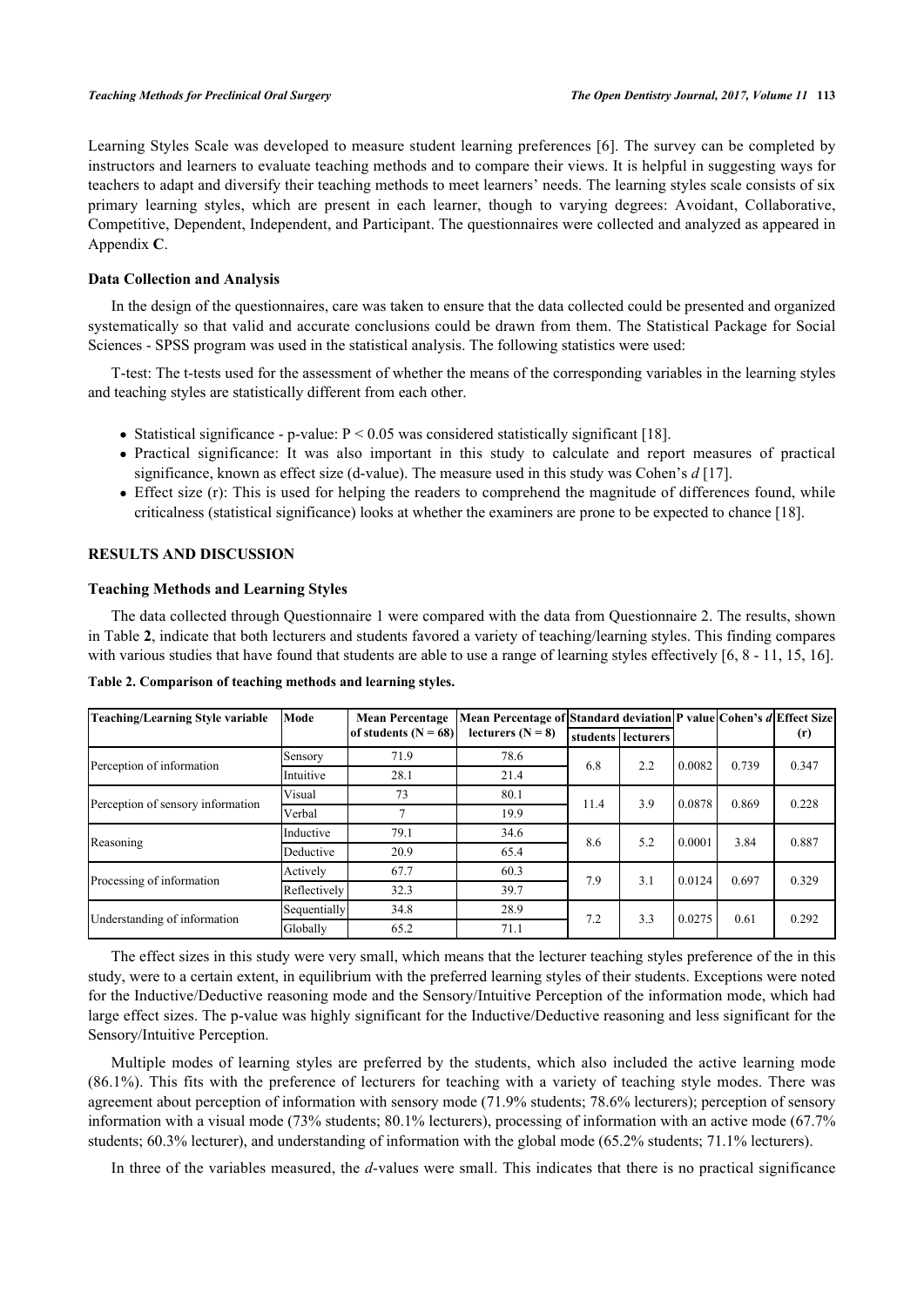Learning Styles Scale was developed to measure student learning preferences [6]. The survey can be completed by instructors and learners to evaluate teaching methods and to compare their views. It is helpful in suggesting ways for teachers to adapt and diversify their teaching methods to meet learners' needs. The learning styles scale consists of six primary learning styles, which are present in each learner, though to varying degrees: Avoidant, Collaborative, Competitive, Dependent, Independent, and Participant. The questionnaires were collected and analyzed as appeared in Appendix **C**.

### Data Collection and Analysis

In the design of the questionnaires, care was taken to ensure that the data collected could be presented and organized systematically so that valid and accurate conclusions could be drawn from them. The Statistical Package for Social Sciences - SPSS program was used in the statistical analysis. The following statistics were used:

T-test: The t-tests used for the assessment of whether the means of the corresponding variables in the learning styles and teaching styles are statistically different from each other.

- Statistical significance - p-value: $P < 0.05$ was considered statistically significant [18].
- Practical significance: It was also important in this study to calculate and report measures of practical significance, known as effect size (d-value). The measure used in this study was Cohen's $d$ [17].
- Effect size (r): This is used for helping the readers to comprehend the magnitude of differences found, while criticalness (statistical significance) looks at whether the examiners are prone to be expected to chance [18].

## RESULTS AND DISCUSSION

### Teaching Methods and Learning Styles

The data collected through Questionnaire 1 were compared with the data from Questionnaire 2. The results, shown in Table **2**, indicate that both lecturers and students favored a variety of teaching/learning styles. This finding compares with various studies that have found that students are able to use a range of learning styles effectively [6, 8 - 11, 15, 16].

**Table 2. Comparison of teaching methods and learning styles.**

| Teaching/Learning Style variable | Mode | Mean Percentage of students (N = 68) | Mean Percentage of lecturers (N = 8) | Standard deviation | | P value | Cohen's $d$ | Effect Size (r) |
|---|---|---|---|---|---|---|---|---|
| | | | | students | lecturers | | | |
| Perception of information | Sensory | 71.9 | 78.6 | 6.8 | 2.2 | 0.0082 | 0.739 | 0.347 |
| | Intuitive | 28.1 | 21.4 | | | | | |
| Perception of sensory information | Visual | 73 | 80.1 | 11.4 | 3.9 | 0.0878 | 0.869 | 0.228 |
| | Verbal | 7 | 19.9 | | | | | |
| Reasoning | Inductive | 79.1 | 34.6 | 8.6 | 5.2 | 0.0001 | 3.84 | 0.887 |
| | Deductive | 20.9 | 65.4 | | | | | |
| Processing of information | Actively | 67.7 | 60.3 | 7.9 | 3.1 | 0.0124 | 0.697 | 0.329 |
| | Reflectively | 32.3 | 39.7 | | | | | |
| Understanding of information | Sequentially | 34.8 | 28.9 | 7.2 | 3.3 | 0.0275 | 0.61 | 0.292 |
| | Globally | 65.2 | 71.1 | | | | | |

The effect sizes in this study were very small, which means that the lecturer teaching styles preference of the in this study, were to a certain extent, in equilibrium with the preferred learning styles of their students. Exceptions were noted for the Inductive/Deductive reasoning mode and the Sensory/Intuitive Perception of the information mode, which had large effect sizes. The p-value was highly significant for the Inductive/Deductive reasoning and less significant for the Sensory/Intuitive Perception.

Multiple modes of learning styles are preferred by the students, which also included the active learning mode (86.1%). This fits with the preference of lecturers for teaching with a variety of teaching style modes. There was agreement about perception of information with sensory mode (71.9% students; 78.6% lecturers); perception of sensory information with a visual mode (73% students; 80.1% lecturers), processing of information with an active mode (67.7% students; 60.3% lecturer), and understanding of information with the global mode (65.2% students; 71.1% lecturers).

In three of the variables measured, the $d$-values were small. This indicates that there is no practical significance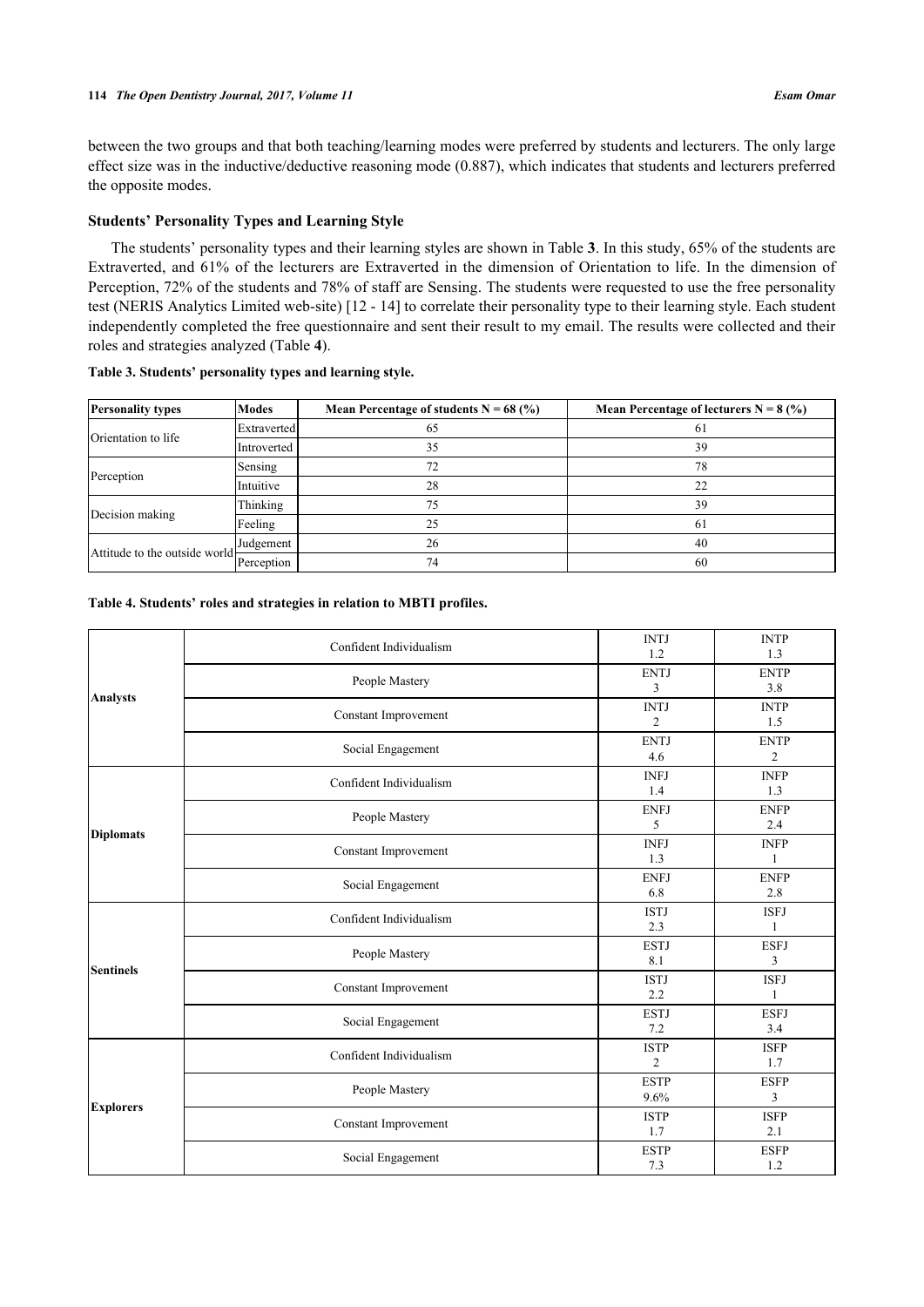between the two groups and that both teaching/learning modes were preferred by students and lecturers. The only large effect size was in the inductive/deductive reasoning mode (0.887), which indicates that students and lecturers preferred the opposite modes.

### Students' Personality Types and Learning Style

The students' personality types and their learning styles are shown in Table **3**. In this study, 65% of the students are Extraverted, and 61% of the lecturers are Extraverted in the dimension of Orientation to life. In the dimension of Perception, 72% of the students and 78% of staff are Sensing. The students were requested to use the free personality test (NERIS Analytics Limited web-site) [12 - 14] to correlate their personality type to their learning style. Each student independently completed the free questionnaire and sent their result to my email. The results were collected and their roles and strategies analyzed (Table **4**).

**Table 3. Students' personality types and learning style.**

| Personality types | Modes | Mean Percentage of students N = 68 (%) | Mean Percentage of lecturers N = 8 (%) |
|---|---|---|---|
| Orientation to life | Extraverted | 65 | 61 |
| | Introverted | 35 | 39 |
| Perception | Sensing | 72 | 78 |
| | Intuitive | 28 | 22 |
| Decision making | Thinking | 75 | 39 |
| | Feeling | 25 | 61 |
| Attitude to the outside world | Judgement | 26 | 40 |
| | Perception | 74 | 60 |

**Table 4. Students' roles and strategies in relation to MBTI profiles.**

| | | | |
|---|---|---|---|
| **Analysts** | Confident Individualism | INTJ 1.2 | INTP 1.3 |
| | People Mastery | ENTJ 3 | ENTP 3.8 |
| | Constant Improvement | INTJ 2 | INTP 1.5 |
| | Social Engagement | ENTJ 4.6 | ENTP 2 |
| **Diplomats** | Confident Individualism | INFJ 1.4 | INFP 1.3 |
| | People Mastery | ENFJ 5 | ENFP 2.4 |
| | Constant Improvement | INFJ 1.3 | INFP 1 |
| | Social Engagement | ENFJ 6.8 | ENFP 2.8 |
| **Sentinels** | Confident Individualism | ISTJ 2.3 | ISFJ 1 |
| | People Mastery | ESTJ 8.1 | ESFJ 3 |
| | Constant Improvement | ISTJ 2.2 | ISFJ 1 |
| | Social Engagement | ESTJ 7.2 | ESFJ 3.4 |
| **Explorers** | Confident Individualism | ISTP 2 | ISFP 1.7 |
| | People Mastery | ESTP 9.6% | ESFP 3 |
| | Constant Improvement | ISTP 1.7 | ISFP 2.1 |
| | Social Engagement | ESTP 7.3 | ESFP 1.2 |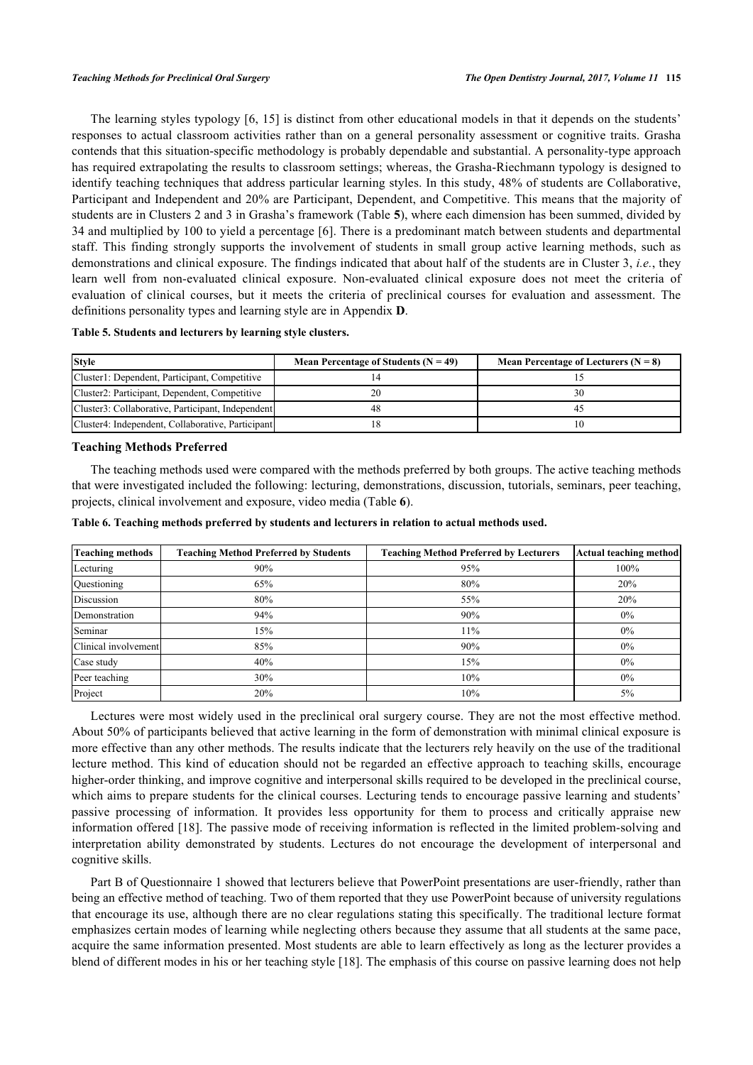The learning styles typology [6, 15] is distinct from other educational models in that it depends on the students' responses to actual classroom activities rather than on a general personality assessment or cognitive traits. Grasha contends that this situation-specific methodology is probably dependable and substantial. A personality-type approach has required extrapolating the results to classroom settings; whereas, the Grasha-Riechmann typology is designed to identify teaching techniques that address particular learning styles. In this study, 48% of students are Collaborative, Participant and Independent and 20% are Participant, Dependent, and Competitive. This means that the majority of students are in Clusters 2 and 3 in Grasha's framework (Table **5**), where each dimension has been summed, divided by 34 and multiplied by 100 to yield a percentage [6]. There is a predominant match between students and departmental staff. This finding strongly supports the involvement of students in small group active learning methods, such as demonstrations and clinical exposure. The findings indicated that about half of the students are in Cluster 3, *i.e.*, they learn well from non-evaluated clinical exposure. Non-evaluated clinical exposure does not meet the criteria of evaluation of clinical courses, but it meets the criteria of preclinical courses for evaluation and assessment. The definitions personality types and learning style are in Appendix **D**.

**Table 5. Students and lecturers by learning style clusters.**

| Style | Mean Percentage of Students (N = 49) | Mean Percentage of Lecturers (N = 8) |
|---|---|---|
| Cluster1: Dependent, Participant, Competitive | 14 | 15 |
| Cluster2: Participant, Dependent, Competitive | 20 | 30 |
| Cluster3: Collaborative, Participant, Independent | 48 | 45 |
| Cluster4: Independent, Collaborative, Participant | 18 | 10 |

### Teaching Methods Preferred

The teaching methods used were compared with the methods preferred by both groups. The active teaching methods that were investigated included the following: lecturing, demonstrations, discussion, tutorials, seminars, peer teaching, projects, clinical involvement and exposure, video media (Table **6**).

**Table 6. Teaching methods preferred by students and lecturers in relation to actual methods used.**

| Teaching methods | Teaching Method Preferred by Students | Teaching Method Preferred by Lecturers | Actual teaching method |
|---|---|---|---|
| Lecturing | 90% | 95% | 100% |
| Questioning | 65% | 80% | 20% |
| Discussion | 80% | 55% | 20% |
| Demonstration | 94% | 90% | 0% |
| Seminar | 15% | 11% | 0% |
| Clinical involvement | 85% | 90% | 0% |
| Case study | 40% | 15% | 0% |
| Peer teaching | 30% | 10% | 0% |
| Project | 20% | 10% | 5% |

Lectures were most widely used in the preclinical oral surgery course. They are not the most effective method. About 50% of participants believed that active learning in the form of demonstration with minimal clinical exposure is more effective than any other methods. The results indicate that the lecturers rely heavily on the use of the traditional lecture method. This kind of education should not be regarded an effective approach to teaching skills, encourage higher-order thinking, and improve cognitive and interpersonal skills required to be developed in the preclinical course, which aims to prepare students for the clinical courses. Lecturing tends to encourage passive learning and students' passive processing of information. It provides less opportunity for them to process and critically appraise new information offered [18]. The passive mode of receiving information is reflected in the limited problem-solving and interpretation ability demonstrated by students. Lectures do not encourage the development of interpersonal and cognitive skills.

Part B of Questionnaire 1 showed that lecturers believe that PowerPoint presentations are user-friendly, rather than being an effective method of teaching. Two of them reported that they use PowerPoint because of university regulations that encourage its use, although there are no clear regulations stating this specifically. The traditional lecture format emphasizes certain modes of learning while neglecting others because they assume that all students at the same pace, acquire the same information presented. Most students are able to learn effectively as long as the lecturer provides a blend of different modes in his or her teaching style [18]. The emphasis of this course on passive learning does not help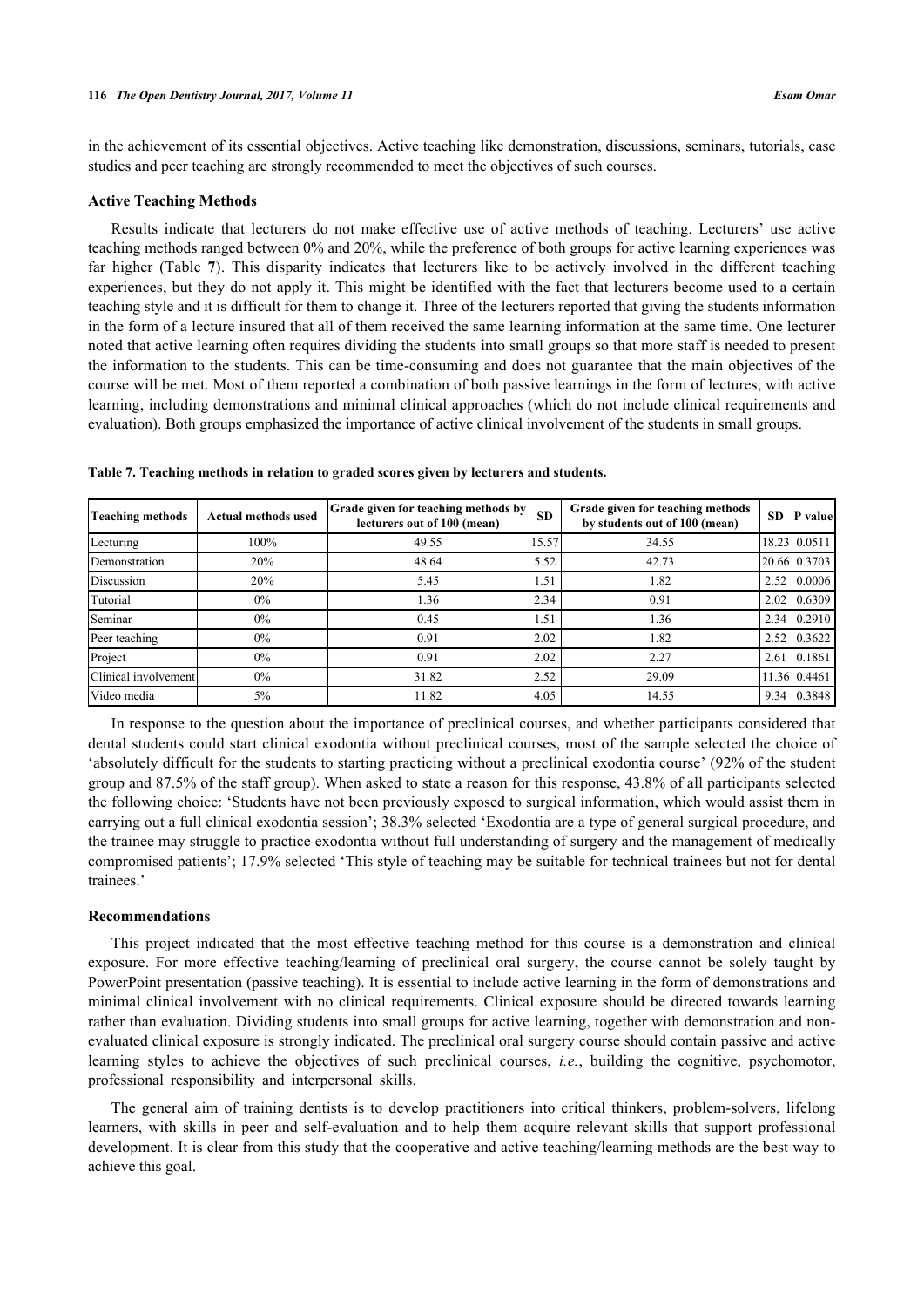in the achievement of its essential objectives. Active teaching like demonstration, discussions, seminars, tutorials, case studies and peer teaching are strongly recommended to meet the objectives of such courses.

### Active Teaching Methods

Results indicate that lecturers do not make effective use of active methods of teaching. Lecturers' use active teaching methods ranged between 0% and 20%, while the preference of both groups for active learning experiences was far higher (Table **7**). This disparity indicates that lecturers like to be actively involved in the different teaching experiences, but they do not apply it. This might be identified with the fact that lecturers become used to a certain teaching style and it is difficult for them to change it. Three of the lecturers reported that giving the students information in the form of a lecture insured that all of them received the same learning information at the same time. One lecturer noted that active learning often requires dividing the students into small groups so that more staff is needed to present the information to the students. This can be time-consuming and does not guarantee that the main objectives of the course will be met. Most of them reported a combination of both passive learnings in the form of lectures, with active learning, including demonstrations and minimal clinical approaches (which do not include clinical requirements and evaluation). Both groups emphasized the importance of active clinical involvement of the students in small groups.

**Table 7. Teaching methods in relation to graded scores given by lecturers and students.**

| Teaching methods | Actual methods used | Grade given for teaching methods by lecturers out of 100 (mean) | SD | Grade given for teaching methods by students out of 100 (mean) | SD | P value |
|---|---|---|---|---|---|---|
| Lecturing | 100% | 49.55 | 15.57 | 34.55 | 18.23 | 0.0511 |
| Demonstration | 20% | 48.64 | 5.52 | 42.73 | 20.66 | 0.3703 |
| Discussion | 20% | 5.45 | 1.51 | 1.82 | 2.52 | 0.0006 |
| Tutorial | 0% | 1.36 | 2.34 | 0.91 | 2.02 | 0.6309 |
| Seminar | 0% | 0.45 | 1.51 | 1.36 | 2.34 | 0.2910 |
| Peer teaching | 0% | 0.91 | 2.02 | 1.82 | 2.52 | 0.3622 |
| Project | 0% | 0.91 | 2.02 | 2.27 | 2.61 | 0.1861 |
| Clinical involvement | 0% | 31.82 | 2.52 | 29.09 | 11.36 | 0.4461 |
| Video media | 5% | 11.82 | 4.05 | 14.55 | 9.34 | 0.3848 |

In response to the question about the importance of preclinical courses, and whether participants considered that dental students could start clinical exodontia without preclinical courses, most of the sample selected the choice of 'absolutely difficult for the students to starting practicing without a preclinical exodontia course' (92% of the student group and 87.5% of the staff group). When asked to state a reason for this response, 43.8% of all participants selected the following choice: 'Students have not been previously exposed to surgical information, which would assist them in carrying out a full clinical exodontia session'; 38.3% selected 'Exodontia are a type of general surgical procedure, and the trainee may struggle to practice exodontia without full understanding of surgery and the management of medically compromised patients'; 17.9% selected 'This style of teaching may be suitable for technical trainees but not for dental trainees.'

### Recommendations

This project indicated that the most effective teaching method for this course is a demonstration and clinical exposure. For more effective teaching/learning of preclinical oral surgery, the course cannot be solely taught by PowerPoint presentation (passive teaching). It is essential to include active learning in the form of demonstrations and minimal clinical involvement with no clinical requirements. Clinical exposure should be directed towards learning rather than evaluation. Dividing students into small groups for active learning, together with demonstration and non-evaluated clinical exposure is strongly indicated. The preclinical oral surgery course should contain passive and active learning styles to achieve the objectives of such preclinical courses, *i.e.*, building the cognitive, psychomotor, professional responsibility and interpersonal skills.

The general aim of training dentists is to develop practitioners into critical thinkers, problem-solvers, lifelong learners, with skills in peer and self-evaluation and to help them acquire relevant skills that support professional development. It is clear from this study that the cooperative and active teaching/learning methods are the best way to achieve this goal.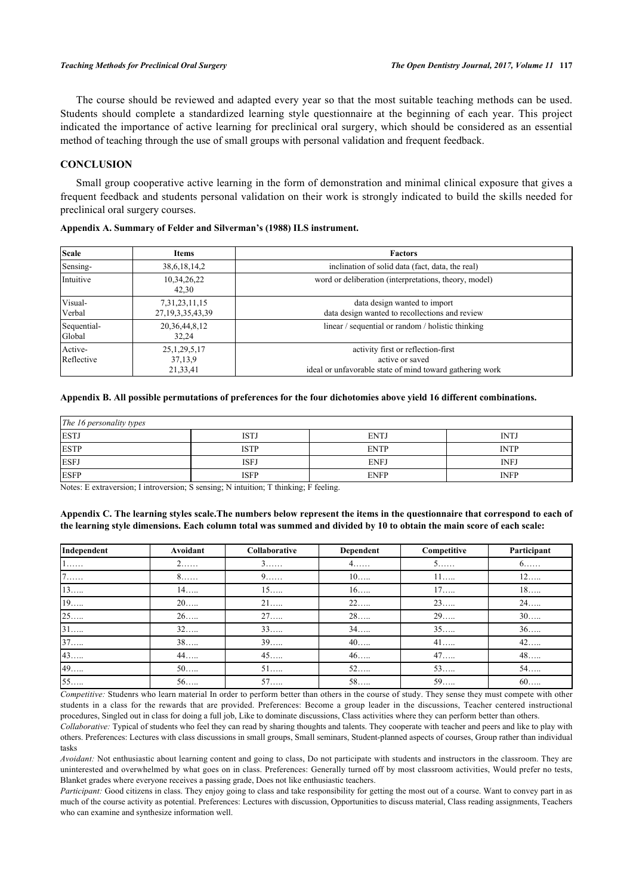The course should be reviewed and adapted every year so that the most suitable teaching methods can be used. Students should complete a standardized learning style questionnaire at the beginning of each year. This project indicated the importance of active learning for preclinical oral surgery, which should be considered as an essential method of teaching through the use of small groups with personal validation and frequent feedback.

## CONCLUSION

Small group cooperative active learning in the form of demonstration and minimal clinical exposure that gives a frequent feedback and students personal validation on their work is strongly indicated to build the skills needed for preclinical oral surgery courses.

**Appendix A. Summary of Felder and Silverman's (1988) ILS instrument.**

| Scale | Items | Factors |
|---|---|---|
| Sensing- | 38,6,18,14,2 | inclination of solid data (fact, data, the real) |
| Intuitive | 10,34,26,22<br>42,30 | word or deliberation (interpretations, theory, model) |
| Visual-<br>Verbal | 7,31,23,11,15<br>27,19,3,35,43,39 | data design wanted to import<br>data design wanted to recollections and review |
| Sequential-<br>Global | 20,36,44,8,12<br>32,24 | linear / sequential or random / holistic thinking |
| Active-<br>Reflective | 25,1,29,5,17<br>37,13,9<br>21,33,41 | activity first or reflection-first<br>active or saved<br>ideal or unfavorable state of mind toward gathering work |

**Appendix B. All possible permutations of preferences for the four dichotomies above yield 16 different combinations.**

| *The 16 personality types* | | | |
|---|---|---|---|
| ESTJ | ISTJ | ENTJ | INTJ |
| ESTP | ISTP | ENTP | INTP |
| ESFJ | ISFJ | ENFJ | INFJ |
| ESFP | ISFP | ENFP | INFP |

Notes: E extraversion; I introversion; S sensing; N intuition; T thinking; F feeling.

**Appendix C. The learning styles scale.The numbers below represent the items in the questionnaire that correspond to each of the learning style dimensions. Each column total was summed and divided by 10 to obtain the main score of each scale:**

| Independent | Avoidant | Collaborative | Dependent | Competitive | Participant |
|---|---|---|---|---|---|
| 1…… | 2…… | 3…… | 4…… | 5…… | 6…… |
| 7…… | 8…… | 9…… | 10….. | 11….. | 12….. |
| 13….. | 14….. | 15….. | 16….. | 17….. | 18….. |
| 19….. | 20….. | 21….. | 22….. | 23….. | 24….. |
| 25….. | 26….. | 27….. | 28….. | 29….. | 30….. |
| 31….. | 32….. | 33….. | 34….. | 35….. | 36….. |
| 37….. | 38….. | 39….. | 40….. | 41….. | 42….. |
| 43….. | 44….. | 45….. | 46….. | 47….. | 48….. |
| 49….. | 50….. | 51….. | 52….. | 53….. | 54….. |
| 55….. | 56….. | 57….. | 58….. | 59….. | 60….. |

*Competitive:* Studenrs who learn material In order to perform better than others in the course of study. They sense they must compete with other students in a class for the rewards that are provided. Preferences: Become a group leader in the discussions, Teacher centered instructional procedures, Singled out in class for doing a full job, Like to dominate discussions, Class activities where they can perform better than others.

*Collaborative:* Typical of students who feel they can read by sharing thoughts and talents. They cooperate with teacher and peers and like to play with others. Preferences: Lectures with class discussions in small groups, Small seminars, Student-planned aspects of courses, Group rather than individual tasks

*Avoidant:* Not enthusiastic about learning content and going to class, Do not participate with students and instructors in the classroom. They are uninterested and overwhelmed by what goes on in class. Preferences: Generally turned off by most classroom activities, Would prefer no tests, Blanket grades where everyone receives a passing grade, Does not like enthusiastic teachers.

*Participant:* Good citizens in class. They enjoy going to class and take responsibility for getting the most out of a course. Want to convey part in as much of the course activity as potential. Preferences: Lectures with discussion, Opportunities to discuss material, Class reading assignments, Teachers who can examine and synthesize information well.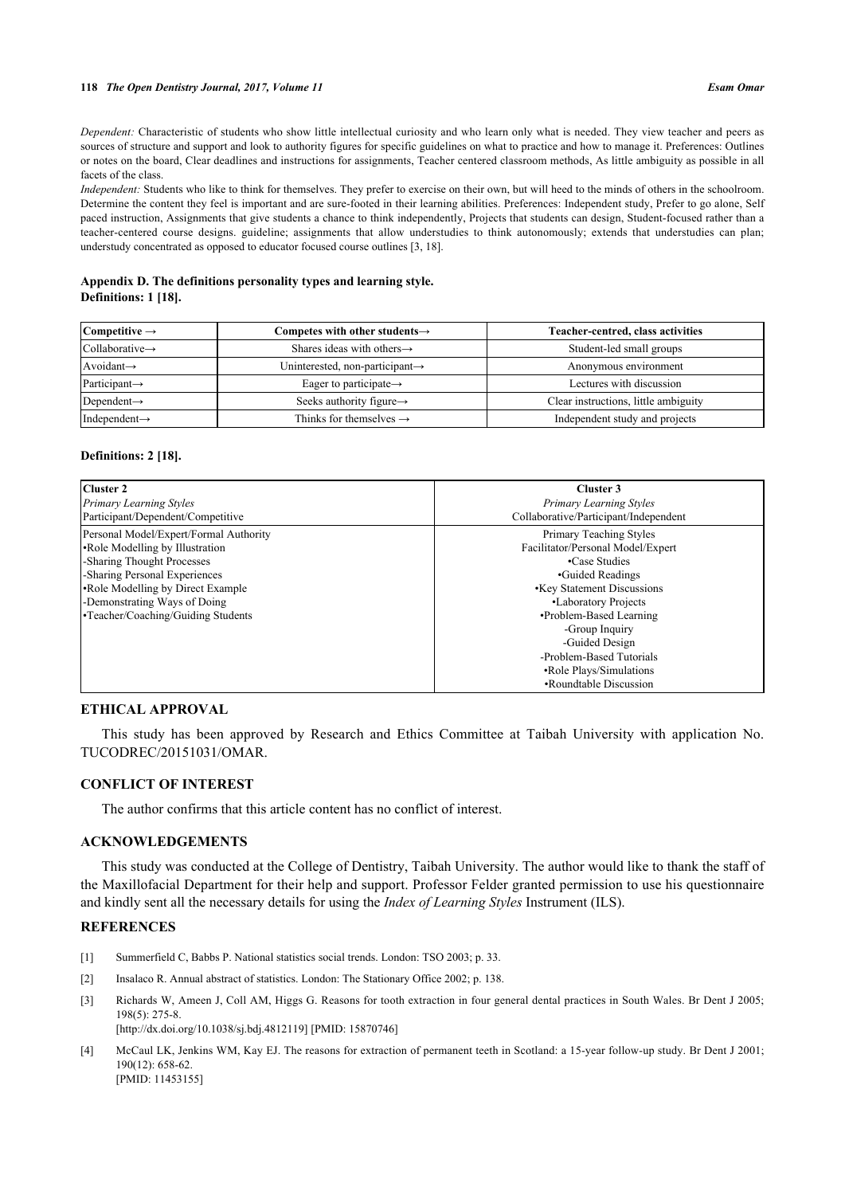*Dependent:* Characteristic of students who show little intellectual curiosity and who learn only what is needed. They view teacher and peers as sources of structure and support and look to authority figures for specific guidelines on what to practice and how to manage it. Preferences: Outlines or notes on the board, Clear deadlines and instructions for assignments, Teacher centered classroom methods, As little ambiguity as possible in all facets of the class.

*Independent:* Students who like to think for themselves. They prefer to exercise on their own, but will heed to the minds of others in the schoolroom. Determine the content they feel is important and are sure-footed in their learning abilities. Preferences: Independent study, Prefer to go alone, Self paced instruction, Assignments that give students a chance to think independently, Projects that students can design, Student-focused rather than a teacher-centered course designs. guideline; assignments that allow understudies to think autonomously; extends that understudies can plan; understudy concentrated as opposed to educator focused course outlines [3, 18].

**Appendix D. The definitions personality types and learning style.**
**Definitions: 1 [18].**

| Competitive → | Competes with other students→ | Teacher-centred, class activities |
|---|---|---|
| Collaborative→ | Shares ideas with others→ | Student-led small groups |
| Avoidant→ | Uninterested, non-participant→ | Anonymous environment |
| Participant→ | Eager to participate→ | Lectures with discussion |
| Dependent→ | Seeks authority figure→ | Clear instructions, little ambiguity |
| Independent→ | Thinks for themselves → | Independent study and projects |

**Definitions: 2 [18].**

| Cluster 2<br>*Primary Learning Styles*<br>Participant/Dependent/Competitive | Cluster 3<br>*Primary Learning Styles*<br>Collaborative/Participant/Independent |
|---|---|
| Personal Model/Expert/Formal Authority<br>•Role Modelling by Illustration<br>-Sharing Thought Processes<br>-Sharing Personal Experiences<br>•Role Modelling by Direct Example<br>-Demonstrating Ways of Doing<br>•Teacher/Coaching/Guiding Students | Primary Teaching Styles<br>Facilitator/Personal Model/Expert<br>•Case Studies<br>•Guided Readings<br>•Key Statement Discussions<br>•Laboratory Projects<br>•Problem-Based Learning<br>-Group Inquiry<br>-Guided Design<br>-Problem-Based Tutorials<br>•Role Plays/Simulations<br>•Roundtable Discussion |

## ETHICAL APPROVAL

This study has been approved by Research and Ethics Committee at Taibah University with application No. TUCODREC/20151031/OMAR.

## CONFLICT OF INTEREST

The author confirms that this article content has no conflict of interest.

## ACKNOWLEDGEMENTS

This study was conducted at the College of Dentistry, Taibah University. The author would like to thank the staff of the Maxillofacial Department for their help and support. Professor Felder granted permission to use his questionnaire and kindly sent all the necessary details for using the *Index of Learning Styles* Instrument (ILS).

## REFERENCES

[1] Summerfield C, Babbs P. National statistics social trends. London: TSO 2003; p. 33.

[2] Insalaco R. Annual abstract of statistics. London: The Stationary Office 2002; p. 138.

[3] Richards W, Ameen J, Coll AM, Higgs G. Reasons for tooth extraction in four general dental practices in South Wales. Br Dent J 2005; 198(5): 275-8.
[http://dx.doi.org/10.1038/sj.bdj.4812119] [PMID: 15870746]

[4] McCaul LK, Jenkins WM, Kay EJ. The reasons for extraction of permanent teeth in Scotland: a 15-year follow-up study. Br Dent J 2001; 190(12): 658-62.
[PMID: 11453155]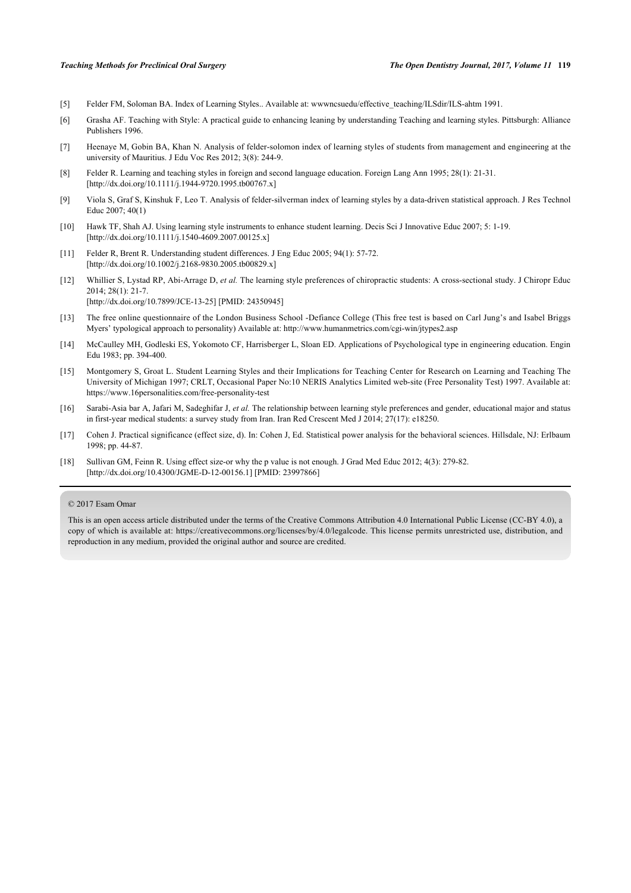[5] Felder FM, Soloman BA. Index of Learning Styles.. Available at: wwwncsuedu/effective_teaching/ILSdir/ILS-ahtm 1991.

[6] Grasha AF. Teaching with Style: A practical guide to enhancing leaning by understanding Teaching and learning styles. Pittsburgh: Alliance Publishers 1996.

[7] Heenaye M, Gobin BA, Khan N. Analysis of felder-solomon index of learning styles of students from management and engineering at the university of Mauritius. J Edu Voc Res 2012; 3(8): 244-9.

[8] Felder R. Learning and teaching styles in foreign and second language education. Foreign Lang Ann 1995; 28(1): 21-31. [http://dx.doi.org/10.1111/j.1944-9720.1995.tb00767.x]

[9] Viola S, Graf S, Kinshuk F, Leo T. Analysis of felder-silverman index of learning styles by a data-driven statistical approach. J Res Technol Educ 2007; 40(1)

[10] Hawk TF, Shah AJ. Using learning style instruments to enhance student learning. Decis Sci J Innovative Educ 2007; 5: 1-19. [http://dx.doi.org/10.1111/j.1540-4609.2007.00125.x]

[11] Felder R, Brent R. Understanding student differences. J Eng Educ 2005; 94(1): 57-72. [http://dx.doi.org/10.1002/j.2168-9830.2005.tb00829.x]

[12] Whillier S, Lystad RP, Abi-Arrage D, *et al.* The learning style preferences of chiropractic students: A cross-sectional study. J Chiropr Educ 2014; 28(1): 21-7. [http://dx.doi.org/10.7899/JCE-13-25] [PMID: 24350945]

[13] The free online questionnaire of the London Business School -Defiance College (This free test is based on Carl Jung's and Isabel Briggs Myers' typological approach to personality) Available at: http://www.humanmetrics.com/cgi-win/jtypes2.asp

[14] McCaulley MH, Godleski ES, Yokomoto CF, Harrisberger L, Sloan ED. Applications of Psychological type in engineering education. Engin Edu 1983; pp. 394-400.

[15] Montgomery S, Groat L. Student Learning Styles and their Implications for Teaching Center for Research on Learning and Teaching The University of Michigan 1997; CRLT, Occasional Paper No:10 NERIS Analytics Limited web-site (Free Personality Test) 1997. Available at: https://www.16personalities.com/free-personality-test

[16] Sarabi-Asia bar A, Jafari M, Sadeghifar J, *et al.* The relationship between learning style preferences and gender, educational major and status in first-year medical students: a survey study from Iran. Iran Red Crescent Med J 2014; 27(17): e18250.

[17] Cohen J. Practical significance (effect size, d). In: Cohen J, Ed. Statistical power analysis for the behavioral sciences. Hillsdale, NJ: Erlbaum 1998; pp. 44-87.

[18] Sullivan GM, Feinn R. Using effect size-or why the p value is not enough. J Grad Med Educ 2012; 4(3): 279-82. [http://dx.doi.org/10.4300/JGME-D-12-00156.1] [PMID: 23997866]

---

© 2017 Esam Omar

This is an open access article distributed under the terms of the Creative Commons Attribution 4.0 International Public License (CC-BY 4.0), a copy of which is available at: https://creativecommons.org/licenses/by/4.0/legalcode. This license permits unrestricted use, distribution, and reproduction in any medium, provided the original author and source are credited.